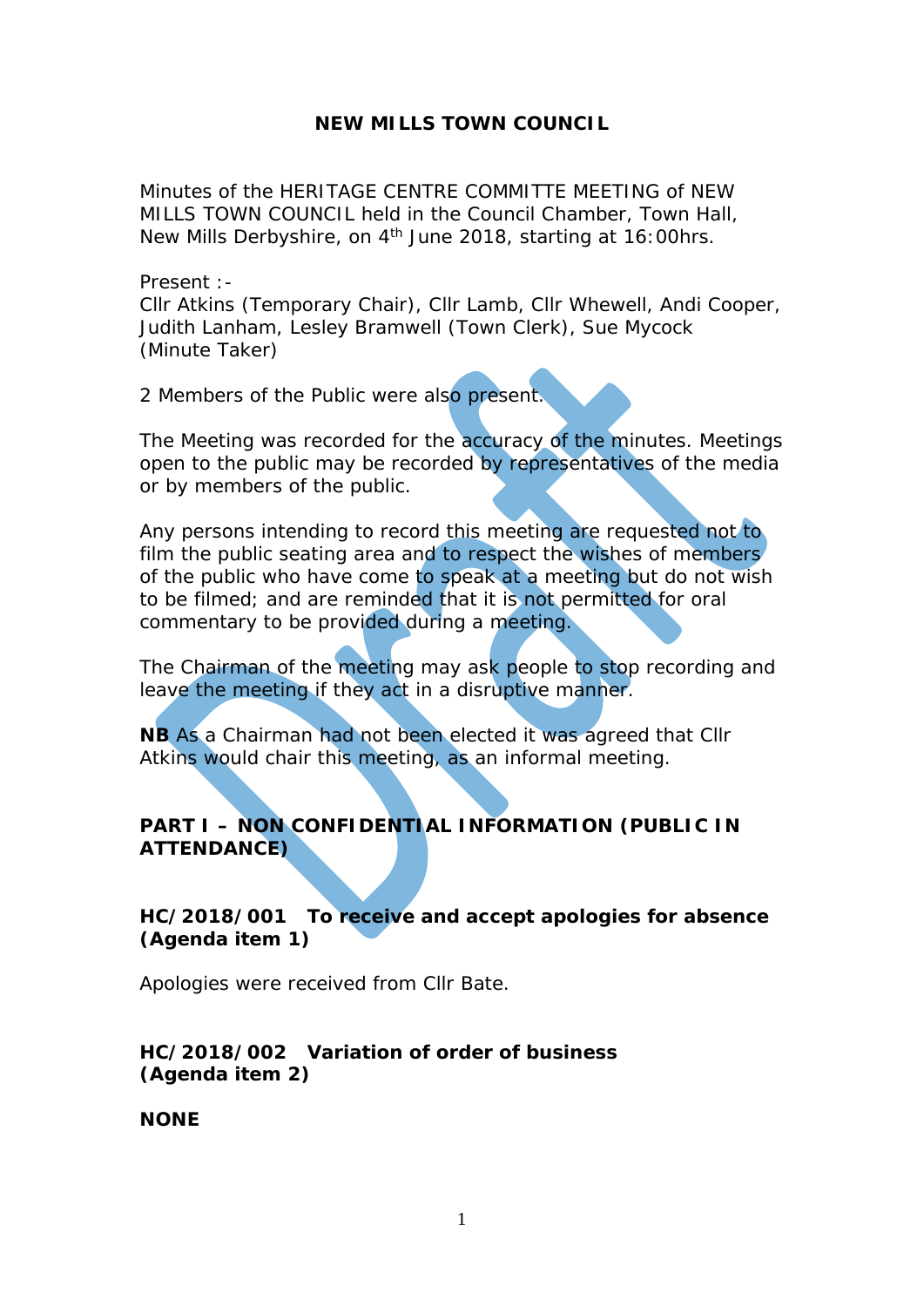# NEW MILLS TOWN COUNCIL

Minutes of the HERITAGE CENTRE COMMITTE MEETING of NEW MILLS TOWN COUNCIL held in the Council Chamber, Town Hall, New Mills Derbyshire, on 4th June 2018, starting at 16:00hrs.

Present :-
Cllr Atkins (Temporary Chair), Cllr Lamb, Cllr Whewell, Andi Cooper, Judith Lanham, Lesley Bramwell (Town Clerk), Sue Mycock (Minute Taker)

2 Members of the Public were also present.

The Meeting was recorded for the accuracy of the minutes. Meetings open to the public may be recorded by representatives of the media or by members of the public.

Any persons intending to record this meeting are requested not to film the public seating area and to respect the wishes of members of the public who have come to speak at a meeting but do not wish to be filmed; and are reminded that it is not permitted for oral commentary to be provided during a meeting.

The Chairman of the meeting may ask people to stop recording and leave the meeting if they act in a disruptive manner.

**NB** As a Chairman had not been elected it was agreed that Cllr Atkins would chair this meeting, as an informal meeting.

## PART I – NON CONFIDENTIAL INFORMATION (PUBLIC IN ATTENDANCE)

### HC/2018/001 To receive and accept apologies for absence (Agenda item 1)

Apologies were received from Cllr Bate.

### HC/2018/002 Variation of order of business (Agenda item 2)

**NONE**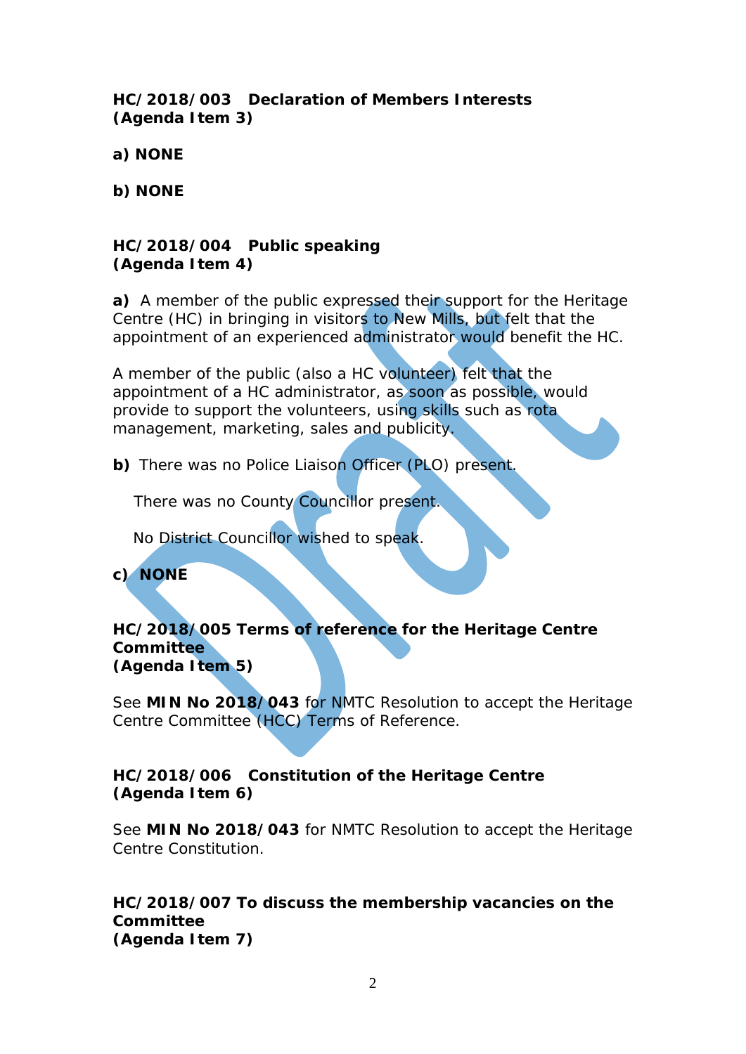**HC/2018/003 Declaration of Members Interests**
**(Agenda Item 3)**

**a) NONE**

**b) NONE**

**HC/2018/004 Public speaking**
**(Agenda Item 4)**

**a)** A member of the public expressed their support for the Heritage Centre (HC) in bringing in visitors to New Mills, but felt that the appointment of an experienced administrator would benefit the HC.

A member of the public (also a HC volunteer) felt that the appointment of a HC administrator, as soon as possible, would provide to support the volunteers, using skills such as rota management, marketing, sales and publicity.

**b)** There was no Police Liaison Officer (PLO) present.

There was no County Councillor present.

No District Councillor wished to speak.

**c) NONE**

**HC/2018/005 Terms of reference for the Heritage Centre Committee**
**(Agenda Item 5)**

See **MIN No 2018/043** for NMTC Resolution to accept the Heritage Centre Committee (HCC) Terms of Reference.

**HC/2018/006 Constitution of the Heritage Centre**
**(Agenda Item 6)**

See **MIN No 2018/043** for NMTC Resolution to accept the Heritage Centre Constitution.

**HC/2018/007 To discuss the membership vacancies on the Committee**
**(Agenda Item 7)**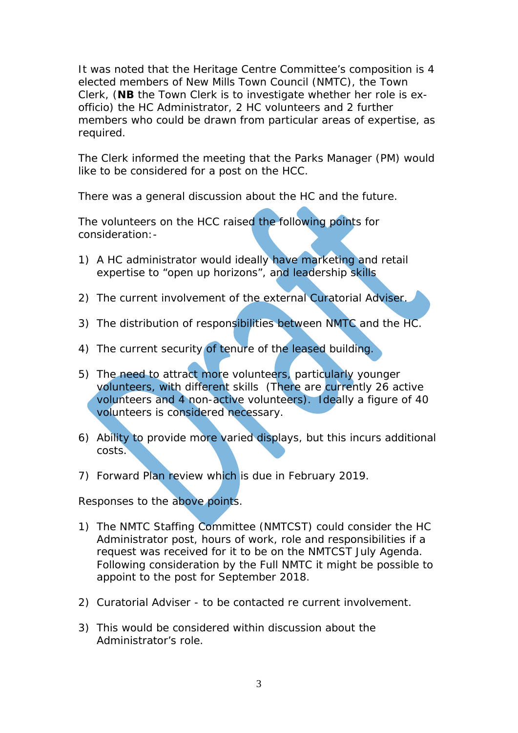It was noted that the Heritage Centre Committee's composition is 4 elected members of New Mills Town Council (NMTC), the Town Clerk, (**NB** the Town Clerk is to investigate whether her role is ex-officio) the HC Administrator, 2 HC volunteers and 2 further members who could be drawn from particular areas of expertise, as required.

The Clerk informed the meeting that the Parks Manager (PM) would like to be considered for a post on the HCC.

There was a general discussion about the HC and the future.

The volunteers on the HCC raised the following points for consideration:-

1) A HC administrator would ideally have marketing and retail expertise to "open up horizons", and leadership skills
2) The current involvement of the external Curatorial Adviser.
3) The distribution of responsibilities between NMTC and the HC.
4) The current security of tenure of the leased building.
5) The need to attract more volunteers, particularly younger volunteers, with different skills (There are currently 26 active volunteers and 4 non-active volunteers). Ideally a figure of 40 volunteers is considered necessary.
6) Ability to provide more varied displays, but this incurs additional costs.
7) Forward Plan review which is due in February 2019.

Responses to the above points.

1) The NMTC Staffing Committee (NMTCST) could consider the HC Administrator post, hours of work, role and responsibilities if a request was received for it to be on the NMTCST July Agenda. Following consideration by the Full NMTC it might be possible to appoint to the post for September 2018.
2) Curatorial Adviser - to be contacted re current involvement.
3) This would be considered within discussion about the Administrator's role.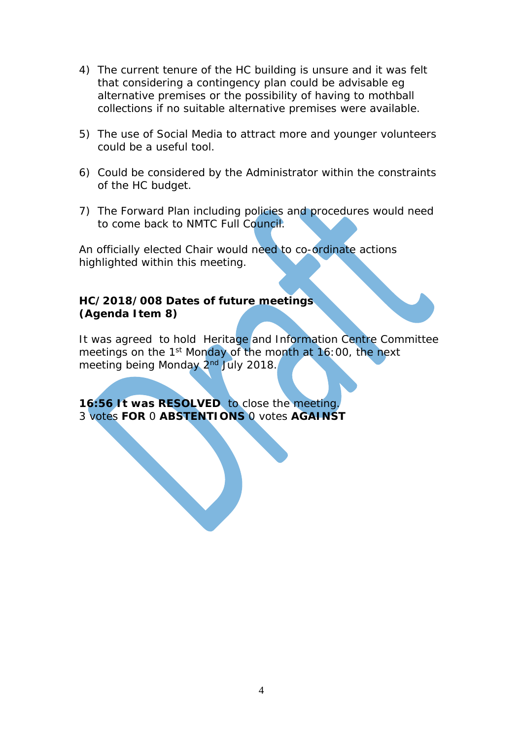4) The current tenure of the HC building is unsure and it was felt that considering a contingency plan could be advisable eg alternative premises or the possibility of having to mothball collections if no suitable alternative premises were available.

5) The use of Social Media to attract more and younger volunteers could be a useful tool.

6) Could be considered by the Administrator within the constraints of the HC budget.

7) The Forward Plan including policies and procedures would need to come back to NMTC Full Council.

An officially elected Chair would need to co-ordinate actions highlighted within this meeting.

**HC/2018/008 Dates of future meetings**
**(Agenda Item 8)**

It was agreed to hold Heritage and Information Centre Committee meetings on the 1st Monday of the month at 16:00, the next meeting being Monday 2nd July 2018.

**16:56 It was RESOLVED** to close the meeting.
3 votes **FOR** 0 **ABSTENTIONS** 0 votes **AGAINST**